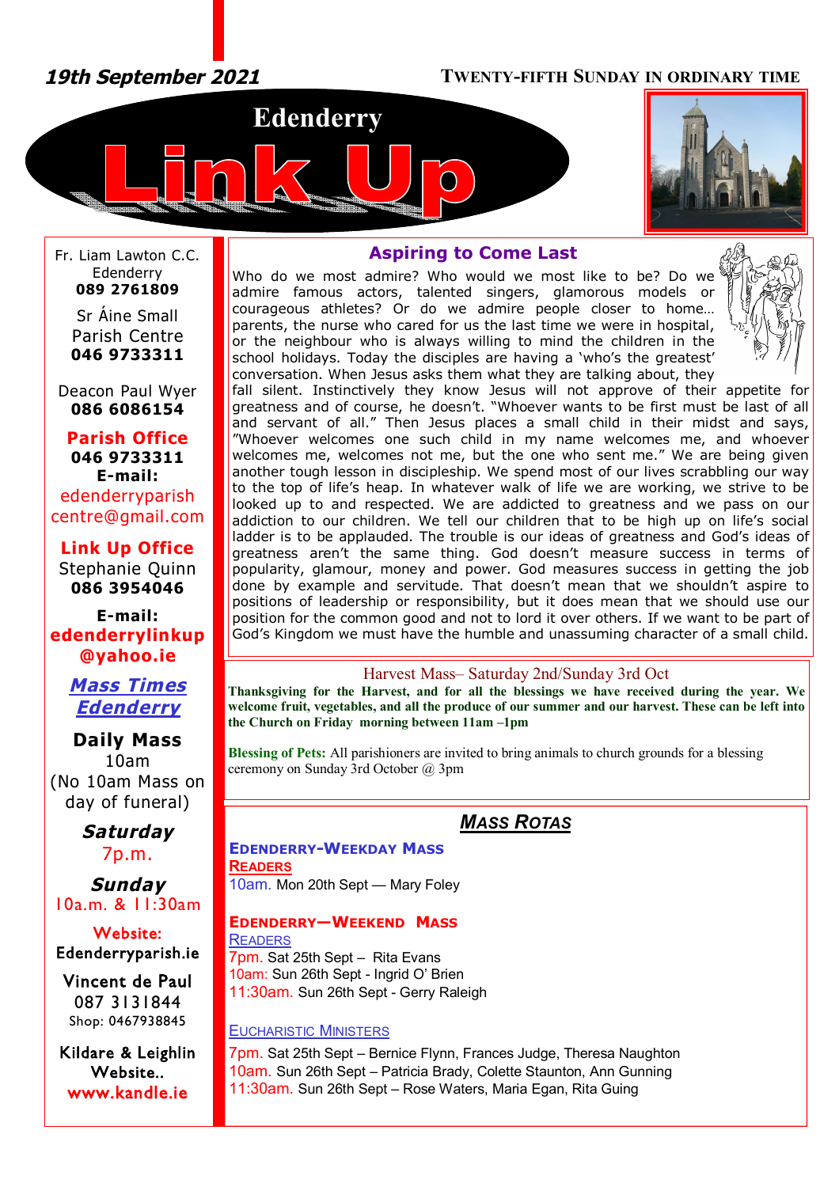**19th September 2021**

**TWENTY-FIFTH SUNDAY IN ORDINARY TIME**

# Edenderry Link Up

Fr. Liam Lawton C.C.
Edenderry
**089 2761809**

Sr Áine Small
Parish Centre
**046 9733311**

Deacon Paul Wyer
**086 6086154**

**Parish Office**
**046 9733311**
**E-mail:**
edenderryparishcentre@gmail.com

**Link Up Office**
Stephanie Quinn
**086 3954046**

**E-mail:**
**edenderrylinkup@yahoo.ie**

***Mass Times Edenderry***

**Daily Mass**
10am
(No 10am Mass on day of funeral)

***Saturday***
7p.m.

***Sunday***
10a.m. & 11:30am

**Website:**
Edenderryparish.ie

Vincent de Paul
087 3131844
Shop: 0467938845

Kildare & Leighlin Website..
**www.kandle.ie**

## Aspiring to Come Last

Who do we most admire? Who would we most like to be? Do we admire famous actors, talented singers, glamorous models or courageous athletes? Or do we admire people closer to home… parents, the nurse who cared for us the last time we were in hospital, or the neighbour who is always willing to mind the children in the school holidays. Today the disciples are having a 'who's the greatest' conversation. When Jesus asks them what they are talking about, they fall silent. Instinctively they know Jesus will not approve of their appetite for greatness and of course, he doesn't. "Whoever wants to be first must be last of all and servant of all." Then Jesus places a small child in their midst and says, "Whoever welcomes one such child in my name welcomes me, and whoever welcomes me, welcomes not me, but the one who sent me." We are being given another tough lesson in discipleship. We spend most of our lives scrabbling our way to the top of life's heap. In whatever walk of life we are working, we strive to be looked up to and respected. We are addicted to greatness and we pass on our addiction to our children. We tell our children that to be high up on life's social ladder is to be applauded. The trouble is our ideas of greatness and God's ideas of greatness aren't the same thing. God doesn't measure success in terms of popularity, glamour, money and power. God measures success in getting the job done by example and servitude. That doesn't mean that we shouldn't aspire to positions of leadership or responsibility, but it does mean that we should use our position for the common good and not to lord it over others. If we want to be part of God's Kingdom we must have the humble and unassuming character of a small child.

## Harvest Mass– Saturday 2nd/Sunday 3rd Oct

**Thanksgiving for the Harvest, and for all the blessings we have received during the year. We welcome fruit, vegetables, and all the produce of our summer and our harvest. These can be left into the Church on Friday morning between 11am –1pm**

**Blessing of Pets:** All parishioners are invited to bring animals to church grounds for a blessing ceremony on Sunday 3rd October @ 3pm

## *Mass Rotas*

### Edenderry-Weekday Mass

**Readers**

10am. Mon 20th Sept — Mary Foley

### Edenderry—Weekend Mass

**Readers**

7pm. Sat 25th Sept – Rita Evans
10am: Sun 26th Sept - Ingrid O' Brien
11:30am. Sun 26th Sept - Gerry Raleigh

**Eucharistic Ministers**

7pm. Sat 25th Sept – Bernice Flynn, Frances Judge, Theresa Naughton
10am. Sun 26th Sept – Patricia Brady, Colette Staunton, Ann Gunning
11:30am. Sun 26th Sept – Rose Waters, Maria Egan, Rita Guing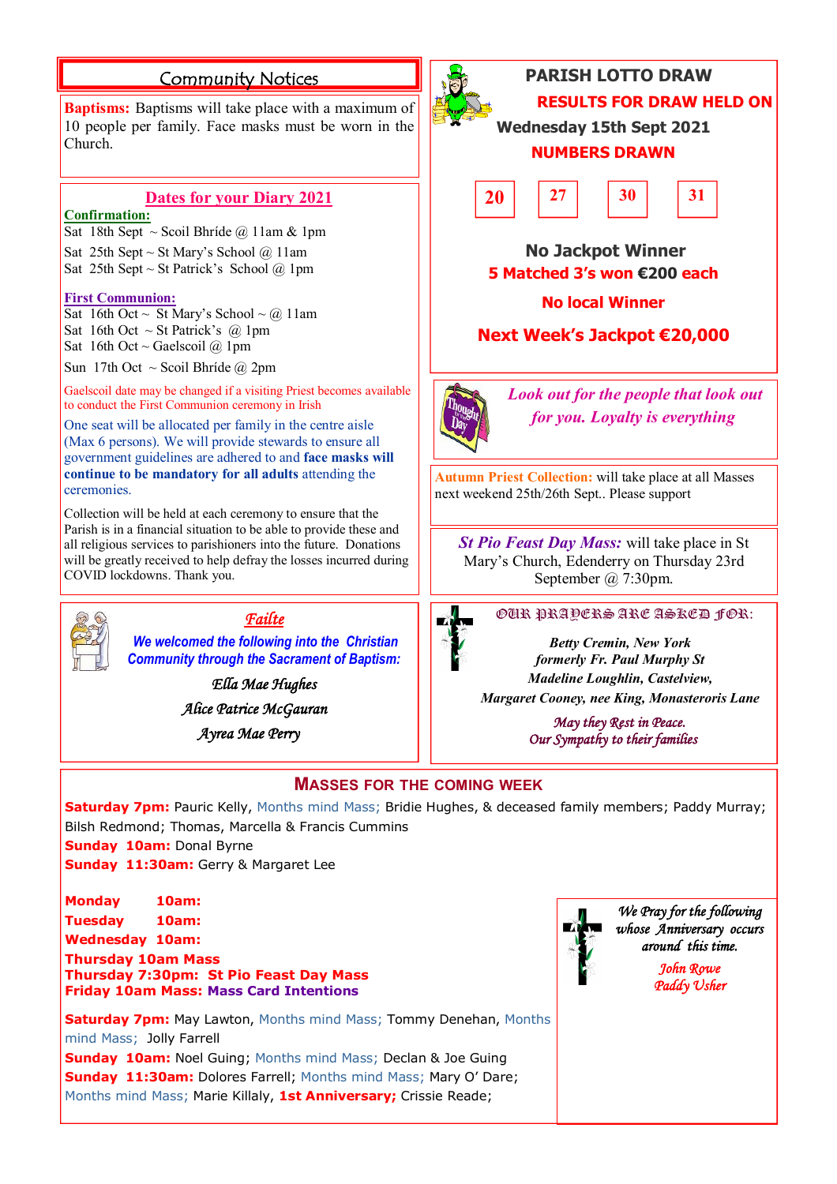## Community Notices

**Baptisms:** Baptisms will take place with a maximum of 10 people per family. Face masks must be worn in the Church.

### Dates for your Diary 2021

**Confirmation:**

Sat 18th Sept ~ Scoil Bhríde @ 11am & 1pm
Sat 25th Sept ~ St Mary's School @ 11am
Sat 25th Sept ~ St Patrick's School @ 1pm

**First Communion:**

Sat 16th Oct ~ St Mary's School ~ @ 11am
Sat 16th Oct ~ St Patrick's @ 1pm
Sat 16th Oct ~ Gaelscoil @ 1pm
Sun 17th Oct ~ Scoil Bhríde @ 2pm

Gaelscoil date may be changed if a visiting Priest becomes available to conduct the First Communion ceremony in Irish

One seat will be allocated per family in the centre aisle (Max 6 persons). We will provide stewards to ensure all government guidelines are adhered to and **face masks will continue to be mandatory for all adults** attending the ceremonies.

Collection will be held at each ceremony to ensure that the Parish is in a financial situation to be able to provide these and all religious services to parishioners into the future. Donations will be greatly received to help defray the losses incurred during COVID lockdowns. Thank you.

### *Failte*

***We welcomed the following into the Christian Community through the Sacrament of Baptism:***

*Ella Mae Hughes*
*Alice Patrice McGauran*
*Ayrea Mae Perry*

## PARISH LOTTO DRAW

**RESULTS FOR DRAW HELD ON**
**Wednesday 15th Sept 2021**

**NUMBERS DRAWN**

| 20 | 27 | 30 | 31 |
|---|---|---|---|

**No Jackpot Winner**
**5 Matched 3's won €200 each**
**No local Winner**
**Next Week's Jackpot €20,000**

*Look out for the people that look out for you. Loyalty is everything*

**Autumn Priest Collection:** will take place at all Masses next weekend 25th/26th Sept.. Please support

***St Pio Feast Day Mass:*** will take place in St Mary's Church, Edenderry on Thursday 23rd September @ 7:30pm.

### OUR PRAYERS ARE ASKED FOR:

*Betty Cremin, New York*
*formerly Fr. Paul Murphy St*
*Madeline Loughlin, Castelview,*
*Margaret Cooney, nee King, Monasteroris Lane*

*May they Rest in Peace.*
*Our Sympathy to their families*

## MASSES FOR THE COMING WEEK

**Saturday 7pm:** Pauric Kelly, Months mind Mass; Bridie Hughes, & deceased family members; Paddy Murray; Bilsh Redmond; Thomas, Marcella & Francis Cummins
**Sunday 10am:** Donal Byrne
**Sunday 11:30am:** Gerry & Margaret Lee

**Monday 10am:**
**Tuesday 10am:**
**Wednesday 10am:**
**Thursday 10am Mass**
**Thursday 7:30pm: St Pio Feast Day Mass**
**Friday 10am Mass: Mass Card Intentions**

**Saturday 7pm:** May Lawton, Months mind Mass; Tommy Denehan, Months mind Mass; Jolly Farrell
**Sunday 10am:** Noel Guing; Months mind Mass; Declan & Joe Guing
**Sunday 11:30am:** Dolores Farrell; Months mind Mass; Mary O' Dare; Months mind Mass; Marie Killaly, **1st Anniversary;** Crissie Reade;

*We Pray for the following whose Anniversary occurs around this time.*

*John Rowe*
*Paddy Usher*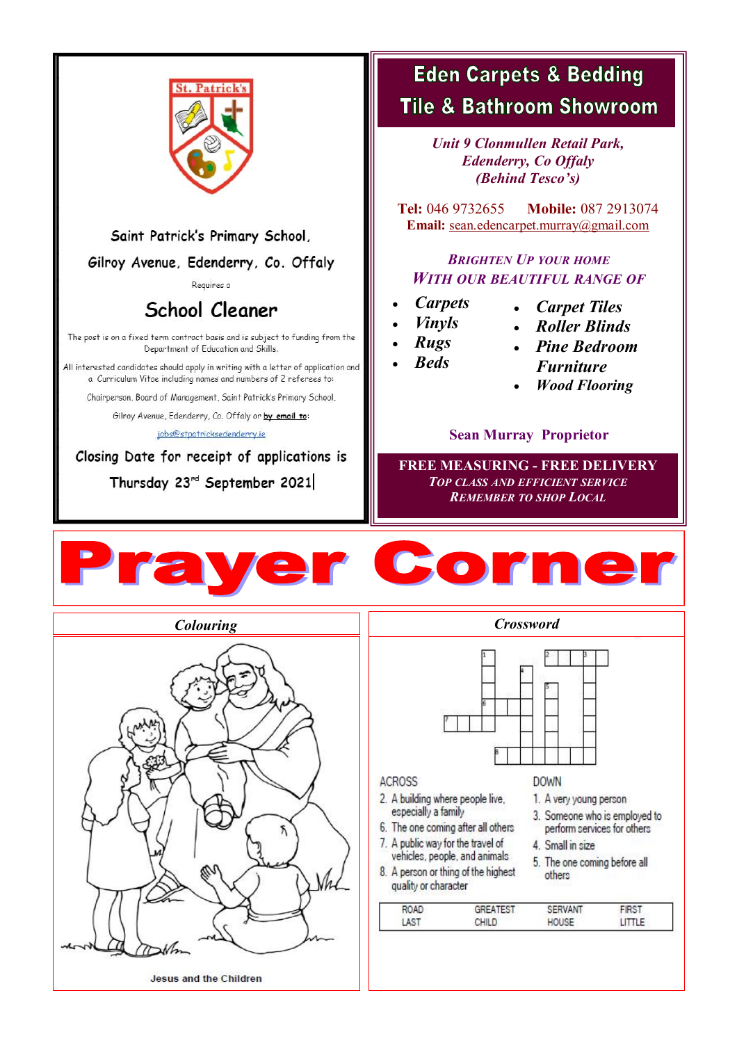Saint Patrick's Primary School,

Gilroy Avenue, Edenderry, Co. Offaly

Requires a

## School Cleaner

The post is on a fixed term contract basis and is subject to funding from the Department of Education and Skills.

All interested candidates should apply in writing with a letter of application and a Curriculum Vitae including names and numbers of 2 referees to:

Chairperson, Board of Management, Saint Patrick's Primary School,

Gilroy Avenue, Edenderry, Co. Offaly or **by email to**:

jobs@stpatricksedenderry.ie

**Closing Date for receipt of applications is Thursday 23rd September 2021**

## Eden Carpets & Bedding Tile & Bathroom Showroom

*Unit 9 Clonmullen Retail Park,*
*Edenderry, Co Offaly*
*(Behind Tesco's)*

**Tel:** 046 9732655 **Mobile:** 087 2913074
**Email:** sean.edencarpet.murray@gmail.com

*BRIGHTEN UP YOUR HOME WITH OUR BEAUTIFUL RANGE OF*

- *Carpets*
- *Vinyls*
- *Rugs*
- *Beds*
- *Carpet Tiles*
- *Roller Blinds*
- *Pine Bedroom Furniture*
- *Wood Flooring*

**Sean Murray Proprietor**

**FREE MEASURING - FREE DELIVERY**
*TOP CLASS AND EFFICIENT SERVICE*
*REMEMBER TO SHOP LOCAL*

# Prayer Corner

## *Colouring*

Jesus and the Children

## *Crossword*

ACROSS

2. A building where people live, especially a family
6. The one coming after all others
7. A public way for the travel of vehicles, people, and animals
8. A person or thing of the highest quality or character

DOWN

1. A very young person
3. Someone who is employed to perform services for others
4. Small in size
5. The one coming before all others

| ROAD | GREATEST | SERVANT | FIRST |
|---|---|---|---|
| LAST | CHILD | HOUSE | LITTLE |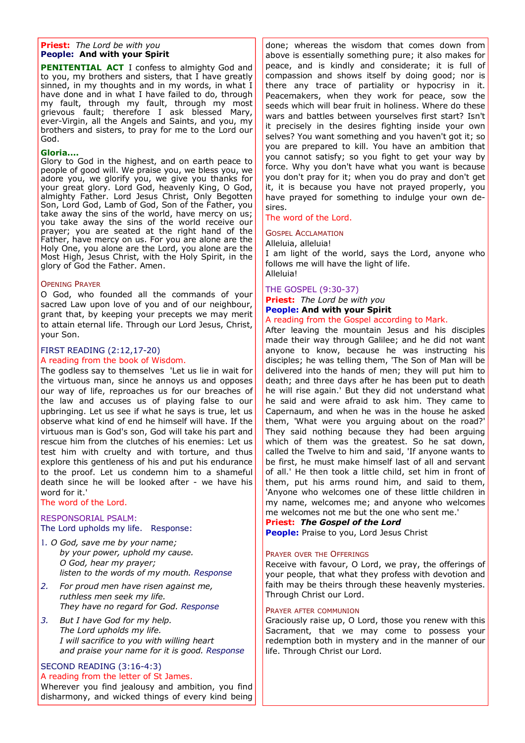**Priest:** *The Lord be with you*
**People: And with your Spirit**

**PENITENTIAL ACT** I confess to almighty God and to you, my brothers and sisters, that I have greatly sinned, in my thoughts and in my words, in what I have done and in what I have failed to do, through my fault, through my fault, through my most grievous fault; therefore I ask blessed Mary, ever-Virgin, all the Angels and Saints, and you, my brothers and sisters, to pray for me to the Lord our God.

**Gloria....**
Glory to God in the highest, and on earth peace to people of good will. We praise you, we bless you, we adore you, we glorify you, we give you thanks for your great glory. Lord God, heavenly King, O God, almighty Father. Lord Jesus Christ, Only Begotten Son, Lord God, Lamb of God, Son of the Father, you take away the sins of the world, have mercy on us; you take away the sins of the world receive our prayer; you are seated at the right hand of the Father, have mercy on us. For you are alone are the Holy One, you alone are the Lord, you alone are the Most High, Jesus Christ, with the Holy Spirit, in the glory of God the Father. Amen.

## Opening Prayer

O God, who founded all the commands of your sacred Law upon love of you and of our neighbour, grant that, by keeping your precepts we may merit to attain eternal life. Through our Lord Jesus, Christ, your Son.

## FIRST READING (2:12,17-20)

A reading from the book of Wisdom.

The godless say to themselves 'Let us lie in wait for the virtuous man, since he annoys us and opposes our way of life, reproaches us for our breaches of the law and accuses us of playing false to our upbringing. Let us see if what he says is true, let us observe what kind of end he himself will have. If the virtuous man is God's son, God will take his part and rescue him from the clutches of his enemies: Let us test him with cruelty and with torture, and thus explore this gentleness of his and put his endurance to the proof. Let us condemn him to a shameful death since he will be looked after - we have his word for it.'

The word of the Lord.

## RESPONSORIAL PSALM:

The Lord upholds my life. Response:

1. *O God, save me by your name;*
   *by your power, uphold my cause.*
   *O God, hear my prayer;*
   *listen to the words of my mouth.* Response
2. *For proud men have risen against me,*
   *ruthless men seek my life.*
   *They have no regard for God.* Response
3. *But I have God for my help.*
   *The Lord upholds my life.*
   *I will sacrifice to you with willing heart*
   *and praise your name for it is good.* Response

## SECOND READING (3:16-4:3)

A reading from the letter of St James.

Wherever you find jealousy and ambition, you find disharmony, and wicked things of every kind being done; whereas the wisdom that comes down from above is essentially something pure; it also makes for peace, and is kindly and considerate; it is full of compassion and shows itself by doing good; nor is there any trace of partiality or hypocrisy in it. Peacemakers, when they work for peace, sow the seeds which will bear fruit in holiness. Where do these wars and battles between yourselves first start? Isn't it precisely in the desires fighting inside your own selves? You want something and you haven't got it; so you are prepared to kill. You have an ambition that you cannot satisfy; so you fight to get your way by force. Why you don't have what you want is because you don't pray for it; when you do pray and don't get it, it is because you have not prayed properly, you have prayed for something to indulge your own desires.

The word of the Lord.

## Gospel Acclamation

Alleluia, alleluia!
I am light of the world, says the Lord, anyone who follows me will have the light of life.
Alleluia!

## THE GOSPEL (9:30-37)

**Priest:** *The Lord be with you*
**People: And with your Spirit**

A reading from the Gospel according to Mark.

After leaving the mountain Jesus and his disciples made their way through Galilee; and he did not want anyone to know, because he was instructing his disciples; he was telling them, 'The Son of Man will be delivered into the hands of men; they will put him to death; and three days after he has been put to death he will rise again.' But they did not understand what he said and were afraid to ask him. They came to Capernaum, and when he was in the house he asked them, 'What were you arguing about on the road?' They said nothing because they had been arguing which of them was the greatest. So he sat down, called the Twelve to him and said, 'If anyone wants to be first, he must make himself last of all and servant of all.' He then took a little child, set him in front of them, put his arms round him, and said to them, 'Anyone who welcomes one of these little children in my name, welcomes me; and anyone who welcomes me welcomes not me but the one who sent me.'

**Priest:** ***The Gospel of the Lord***
**People:** Praise to you, Lord Jesus Christ

## Prayer over the Offerings

Receive with favour, O Lord, we pray, the offerings of your people, that what they profess with devotion and faith may be theirs through these heavenly mysteries. Through Christ our Lord.

## Prayer after communion

Graciously raise up, O Lord, those you renew with this Sacrament, that we may come to possess your redemption both in mystery and in the manner of our life. Through Christ our Lord.